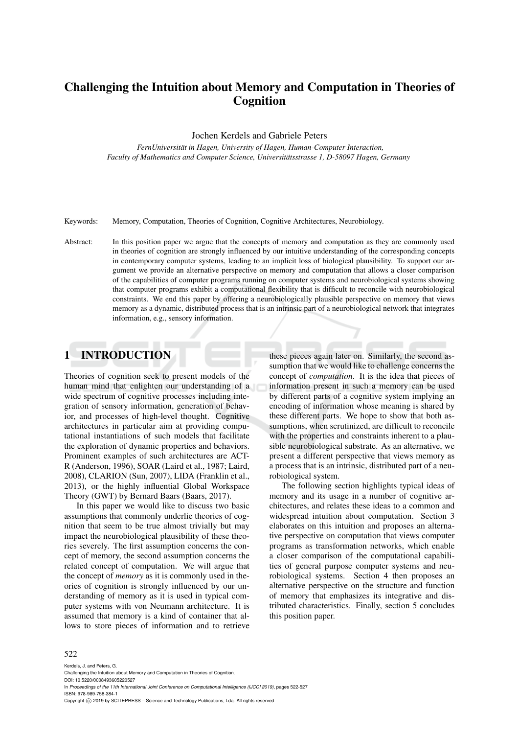# Challenging the Intuition about Memory and Computation in Theories of Cognition

Jochen Kerdels and Gabriele Peters

*FernUniversität in Hagen, University of Hagen, Human-Computer Interaction, Faculty of Mathematics and Computer Science, Universitätsstrasse 1, D-58097 Hagen, Germany*

Keywords: Memory, Computation, Theories of Cognition, Cognitive Architectures, Neurobiology.

Abstract: In this position paper we argue that the concepts of memory and computation as they are commonly used in theories of cognition are strongly influenced by our intuitive understanding of the corresponding concepts in contemporary computer systems, leading to an implicit loss of biological plausibility. To support our argument we provide an alternative perspective on memory and computation that allows a closer comparison of the capabilities of computer programs running on computer systems and neurobiological systems showing that computer programs exhibit a computational flexibility that is difficult to reconcile with neurobiological constraints. We end this paper by offering a neurobiologically plausible perspective on memory that views memory as a dynamic, distributed process that is an intrinsic part of a neurobiological network that integrates information, e.g., sensory information.

## 1 INTRODUCTION

Theories of cognition seek to present models of the human mind that enlighten our understanding of a wide spectrum of cognitive processes including integration of sensory information, generation of behavior, and processes of high-level thought. Cognitive architectures in particular aim at providing computational instantiations of such models that facilitate the exploration of dynamic properties and behaviors. Prominent examples of such architectures are ACT-R (Anderson, 1996), SOAR (Laird et al., 1987; Laird, 2008), CLARION (Sun, 2007), LIDA (Franklin et al., 2013), or the highly influential Global Workspace Theory (GWT) by Bernard Baars (Baars, 2017).

In this paper we would like to discuss two basic assumptions that commonly underlie theories of cognition that seem to be true almost trivially but may impact the neurobiological plausibility of these theories severely. The first assumption concerns the concept of memory, the second assumption concerns the related concept of computation. We will argue that the concept of *memory* as it is commonly used in theories of cognition is strongly influenced by our understanding of memory as it is used in typical computer systems with von Neumann architecture. It is assumed that memory is a kind of container that allows to store pieces of information and to retrieve these pieces again later on. Similarly, the second assumption that we would like to challenge concerns the concept of *computation*. It is the idea that pieces of information present in such a memory can be used by different parts of a cognitive system implying an encoding of information whose meaning is shared by these different parts. We hope to show that both assumptions, when scrutinized, are difficult to reconcile with the properties and constraints inherent to a plausible neurobiological substrate. As an alternative, we present a different perspective that views memory as a process that is an intrinsic, distributed part of a neurobiological system.

The following section highlights typical ideas of memory and its usage in a number of cognitive architectures, and relates these ideas to a common and widespread intuition about computation. Section 3 elaborates on this intuition and proposes an alternative perspective on computation that views computer programs as transformation networks, which enable a closer comparison of the computational capabilities of general purpose computer systems and neurobiological systems. Section 4 then proposes an alternative perspective on the structure and function of memory that emphasizes its integrative and distributed characteristics. Finally, section 5 concludes this position paper.

Kerdels, J. and Peters, G.
Challenging the Intuition about Memory and Computation in Theories of Cognition.
DOI: 10.5220/0008493605220527
In *Proceedings of the 11th International Joint Conference on Computational Intelligence (IJCCI 2019)*, pages 522-527
ISBN: 978-989-758-384-1
Copyright © 2019 by SCITEPRESS – Science and Technology Publications, Lda. All rights reserved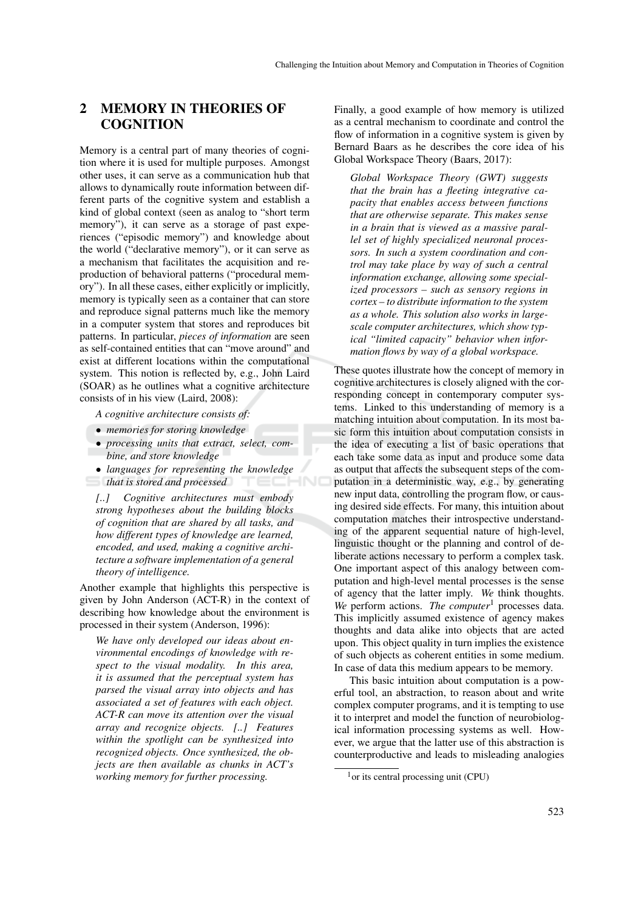## 2 MEMORY IN THEORIES OF COGNITION

Memory is a central part of many theories of cognition where it is used for multiple purposes. Amongst other uses, it can serve as a communication hub that allows to dynamically route information between different parts of the cognitive system and establish a kind of global context (seen as analog to "short term memory"), it can serve as a storage of past experiences ("episodic memory") and knowledge about the world ("declarative memory"), or it can serve as a mechanism that facilitates the acquisition and reproduction of behavioral patterns ("procedural memory"). In all these cases, either explicitly or implicitly, memory is typically seen as a container that can store and reproduce signal patterns much like the memory in a computer system that stores and reproduces bit patterns. In particular, *pieces of information* are seen as self-contained entities that can "move around" and exist at different locations within the computational system. This notion is reflected by, e.g., John Laird (SOAR) as he outlines what a cognitive architecture consists of in his view (Laird, 2008):

> *A cognitive architecture consists of:*
>
> - *memories for storing knowledge*
> - *processing units that extract, select, combine, and store knowledge*
> - *languages for representing the knowledge that is stored and processed*
>
> *[..] Cognitive architectures must embody strong hypotheses about the building blocks of cognition that are shared by all tasks, and how different types of knowledge are learned, encoded, and used, making a cognitive architecture a software implementation of a general theory of intelligence.*

Another example that highlights this perspective is given by John Anderson (ACT-R) in the context of describing how knowledge about the environment is processed in their system (Anderson, 1996):

> *We have only developed our ideas about environmental encodings of knowledge with respect to the visual modality. In this area, it is assumed that the perceptual system has parsed the visual array into objects and has associated a set of features with each object. ACT-R can move its attention over the visual array and recognize objects. [..] Features within the spotlight can be synthesized into recognized objects. Once synthesized, the objects are then available as chunks in ACT's working memory for further processing.*

Finally, a good example of how memory is utilized as a central mechanism to coordinate and control the flow of information in a cognitive system is given by Bernard Baars as he describes the core idea of his Global Workspace Theory (Baars, 2017):

> *Global Workspace Theory (GWT) suggests that the brain has a fleeting integrative capacity that enables access between functions that are otherwise separate. This makes sense in a brain that is viewed as a massive parallel set of highly specialized neuronal processors. In such a system coordination and control may take place by way of such a central information exchange, allowing some specialized processors – such as sensory regions in cortex – to distribute information to the system as a whole. This solution also works in large-scale computer architectures, which show typical "limited capacity" behavior when information flows by way of a global workspace.*

These quotes illustrate how the concept of memory in cognitive architectures is closely aligned with the corresponding concept in contemporary computer systems. Linked to this understanding of memory is a matching intuition about computation. In its most basic form this intuition about computation consists in the idea of executing a list of basic operations that each take some data as input and produce some data as output that affects the subsequent steps of the computation in a deterministic way, e.g., by generating new input data, controlling the program flow, or causing desired side effects. For many, this intuition about computation matches their introspective understanding of the apparent sequential nature of high-level, linguistic thought or the planning and control of deliberate actions necessary to perform a complex task. One important aspect of this analogy between computation and high-level mental processes is the sense of agency that the latter imply. *We* think thoughts. *We* perform actions. *The computer*[1] processes data. This implicitly assumed existence of agency makes thoughts and data alike into objects that are acted upon. This object quality in turn implies the existence of such objects as coherent entities in some medium. In case of data this medium appears to be memory.

This basic intuition about computation is a powerful tool, an abstraction, to reason about and write complex computer programs, and it is tempting to use it to interpret and model the function of neurobiological information processing systems as well. However, we argue that the latter use of this abstraction is counterproductive and leads to misleading analogies

[1] or its central processing unit (CPU)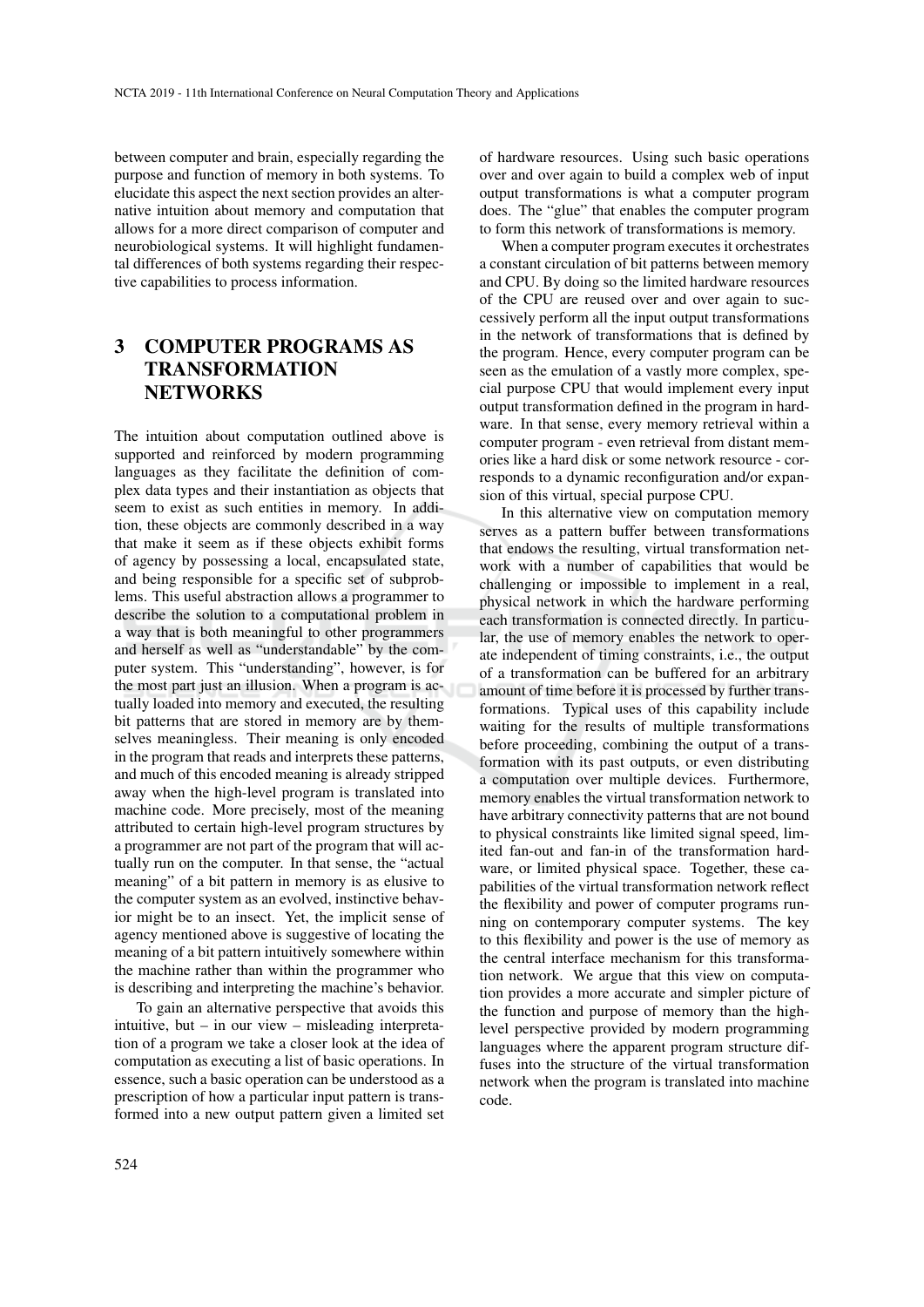between computer and brain, especially regarding the purpose and function of memory in both systems. To elucidate this aspect the next section provides an alternative intuition about memory and computation that allows for a more direct comparison of computer and neurobiological systems. It will highlight fundamental differences of both systems regarding their respective capabilities to process information.

## 3 COMPUTER PROGRAMS AS TRANSFORMATION NETWORKS

The intuition about computation outlined above is supported and reinforced by modern programming languages as they facilitate the definition of complex data types and their instantiation as objects that seem to exist as such entities in memory. In addition, these objects are commonly described in a way that make it seem as if these objects exhibit forms of agency by possessing a local, encapsulated state, and being responsible for a specific set of subproblems. This useful abstraction allows a programmer to describe the solution to a computational problem in a way that is both meaningful to other programmers and herself as well as "understandable" by the computer system. This "understanding", however, is for the most part just an illusion. When a program is actually loaded into memory and executed, the resulting bit patterns that are stored in memory are by themselves meaningless. Their meaning is only encoded in the program that reads and interprets these patterns, and much of this encoded meaning is already stripped away when the high-level program is translated into machine code. More precisely, most of the meaning attributed to certain high-level program structures by a programmer are not part of the program that will actually run on the computer. In that sense, the "actual meaning" of a bit pattern in memory is as elusive to the computer system as an evolved, instinctive behavior might be to an insect. Yet, the implicit sense of agency mentioned above is suggestive of locating the meaning of a bit pattern intuitively somewhere within the machine rather than within the programmer who is describing and interpreting the machine's behavior.

To gain an alternative perspective that avoids this intuitive, but – in our view – misleading interpretation of a program we take a closer look at the idea of computation as executing a list of basic operations. In essence, such a basic operation can be understood as a prescription of how a particular input pattern is transformed into a new output pattern given a limited set of hardware resources. Using such basic operations over and over again to build a complex web of input output transformations is what a computer program does. The "glue" that enables the computer program to form this network of transformations is memory.

When a computer program executes it orchestrates a constant circulation of bit patterns between memory and CPU. By doing so the limited hardware resources of the CPU are reused over and over again to successively perform all the input output transformations in the network of transformations that is defined by the program. Hence, every computer program can be seen as the emulation of a vastly more complex, special purpose CPU that would implement every input output transformation defined in the program in hardware. In that sense, every memory retrieval within a computer program - even retrieval from distant memories like a hard disk or some network resource - corresponds to a dynamic reconfiguration and/or expansion of this virtual, special purpose CPU.

In this alternative view on computation memory serves as a pattern buffer between transformations that endows the resulting, virtual transformation network with a number of capabilities that would be challenging or impossible to implement in a real, physical network in which the hardware performing each transformation is connected directly. In particular, the use of memory enables the network to operate independent of timing constraints, i.e., the output of a transformation can be buffered for an arbitrary amount of time before it is processed by further transformations. Typical uses of this capability include waiting for the results of multiple transformations before proceeding, combining the output of a transformation with its past outputs, or even distributing a computation over multiple devices. Furthermore, memory enables the virtual transformation network to have arbitrary connectivity patterns that are not bound to physical constraints like limited signal speed, limited fan-out and fan-in of the transformation hardware, or limited physical space. Together, these capabilities of the virtual transformation network reflect the flexibility and power of computer programs running on contemporary computer systems. The key to this flexibility and power is the use of memory as the central interface mechanism for this transformation network. We argue that this view on computation provides a more accurate and simpler picture of the function and purpose of memory than the high-level perspective provided by modern programming languages where the apparent program structure diffuses into the structure of the virtual transformation network when the program is translated into machine code.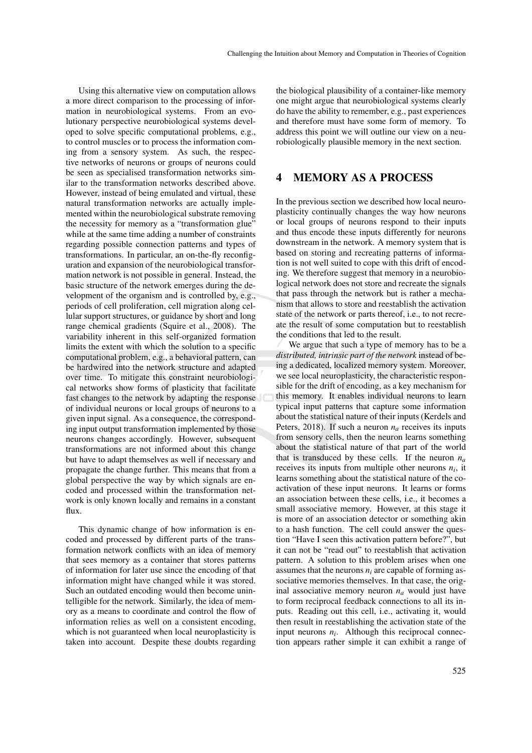Using this alternative view on computation allows a more direct comparison to the processing of information in neurobiological systems. From an evolutionary perspective neurobiological systems developed to solve specific computational problems, e.g., to control muscles or to process the information coming from a sensory system. As such, the respective networks of neurons or groups of neurons could be seen as specialised transformation networks similar to the transformation networks described above. However, instead of being emulated and virtual, these natural transformation networks are actually implemented within the neurobiological substrate removing the necessity for memory as a "transformation glue" while at the same time adding a number of constraints regarding possible connection patterns and types of transformations. In particular, an on-the-fly reconfiguration and expansion of the neurobiological transformation network is not possible in general. Instead, the basic structure of the network emerges during the development of the organism and is controlled by, e.g., periods of cell proliferation, cell migration along cellular support structures, or guidance by short and long range chemical gradients (Squire et al., 2008). The variability inherent in this self-organized formation limits the extent with which the solution to a specific computational problem, e.g., a behavioral pattern, can be hardwired into the network structure and adapted over time. To mitigate this constraint neurobiological networks show forms of plasticity that facilitate fast changes to the network by adapting the response of individual neurons or local groups of neurons to a given input signal. As a consequence, the corresponding input output transformation implemented by those neurons changes accordingly. However, subsequent transformations are not informed about this change but have to adapt themselves as well if necessary and propagate the change further. This means that from a global perspective the way by which signals are encoded and processed within the transformation network is only known locally and remains in a constant flux.

This dynamic change of how information is encoded and processed by different parts of the transformation network conflicts with an idea of memory that sees memory as a container that stores patterns of information for later use since the encoding of that information might have changed while it was stored. Such an outdated encoding would then become unintelligible for the network. Similarly, the idea of memory as a means to coordinate and control the flow of information relies as well on a consistent encoding, which is not guaranteed when local neuroplasticity is taken into account. Despite these doubts regarding the biological plausibility of a container-like memory one might argue that neurobiological systems clearly do have the ability to remember, e.g., past experiences and therefore must have some form of memory. To address this point we will outline our view on a neurobiologically plausible memory in the next section.

## 4 MEMORY AS A PROCESS

In the previous section we described how local neuroplasticity continually changes the way how neurons or local groups of neurons respond to their inputs and thus encode these inputs differently for neurons downstream in the network. A memory system that is based on storing and recreating patterns of information is not well suited to cope with this drift of encoding. We therefore suggest that memory in a neurobiological network does not store and recreate the signals that pass through the network but is rather a mechanism that allows to store and reestablish the activation state of the network or parts thereof, i.e., to not recreate the result of some computation but to reestablish the conditions that led to the result.

We argue that such a type of memory has to be a *distributed, intrinsic part of the network* instead of being a dedicated, localized memory system. Moreover, we see local neuroplasticity, the characteristic responsible for the drift of encoding, as a key mechanism for this memory. It enables individual neurons to learn typical input patterns that capture some information about the statistical nature of their inputs (Kerdels and Peters, 2018). If such a neuron $n_a$ receives its inputs from sensory cells, then the neuron learns something about the statistical nature of that part of the world that is transduced by these cells. If the neuron $n_a$ receives its inputs from multiple other neurons $n_i$, it learns something about the statistical nature of the co-activation of these input neurons. It learns or forms an association between these cells, i.e., it becomes a small associative memory. However, at this stage it is more of an association detector or something akin to a hash function. The cell could answer the question "Have I seen this activation pattern before?", but it can not be "read out" to reestablish that activation pattern. A solution to this problem arises when one assumes that the neurons $n_i$ are capable of forming associative memories themselves. In that case, the original associative memory neuron $n_a$ would just have to form reciprocal feedback connections to all its inputs. Reading out this cell, i.e., activating it, would then result in reestablishing the activation state of the input neurons $n_i$. Although this reciprocal connection appears rather simple it can exhibit a range of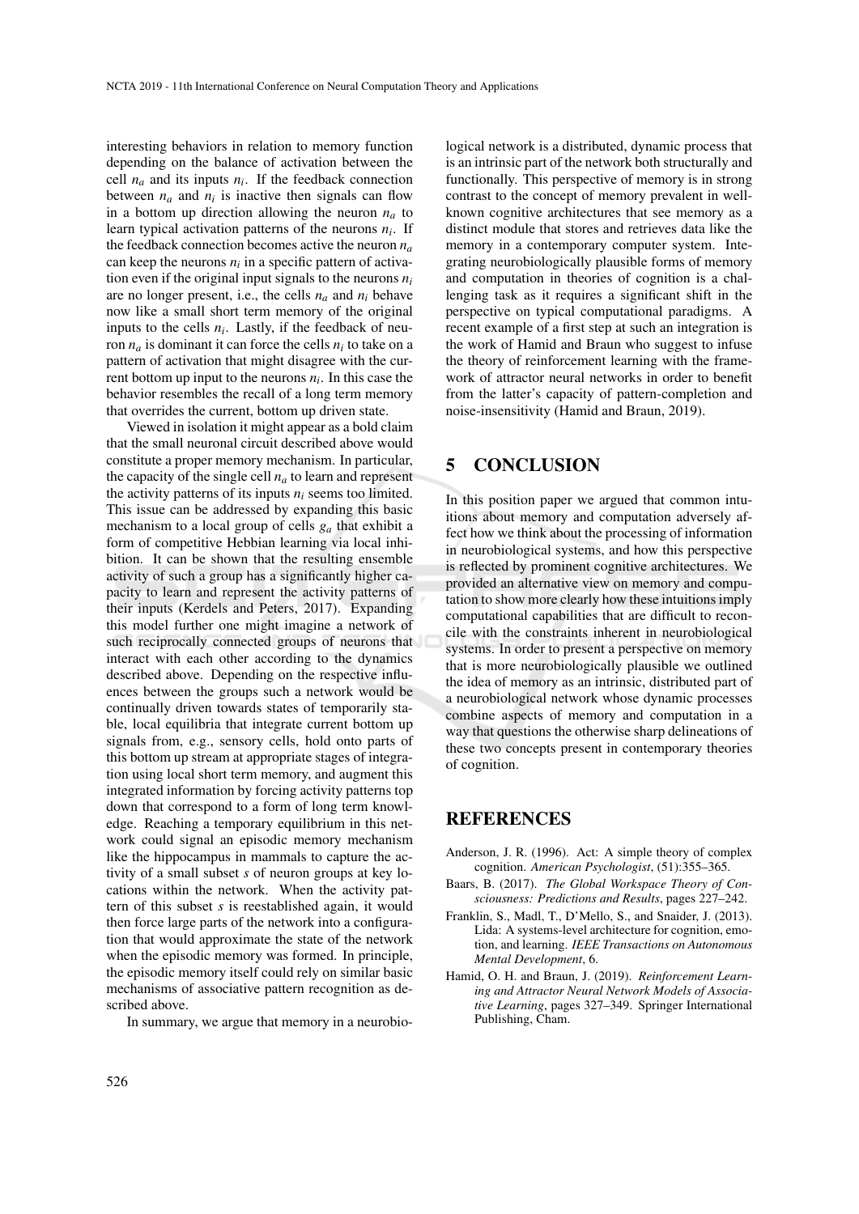interesting behaviors in relation to memory function depending on the balance of activation between the cell $n_a$ and its inputs $n_i$. If the feedback connection between $n_a$ and $n_i$ is inactive then signals can flow in a bottom up direction allowing the neuron $n_a$ to learn typical activation patterns of the neurons $n_i$. If the feedback connection becomes active the neuron $n_a$ can keep the neurons $n_i$ in a specific pattern of activation even if the original input signals to the neurons $n_i$ are no longer present, i.e., the cells $n_a$ and $n_i$ behave now like a small short term memory of the original inputs to the cells $n_i$. Lastly, if the feedback of neuron $n_a$ is dominant it can force the cells $n_i$ to take on a pattern of activation that might disagree with the current bottom up input to the neurons $n_i$. In this case the behavior resembles the recall of a long term memory that overrides the current, bottom up driven state.

Viewed in isolation it might appear as a bold claim that the small neuronal circuit described above would constitute a proper memory mechanism. In particular, the capacity of the single cell $n_a$ to learn and represent the activity patterns of its inputs $n_i$ seems too limited. This issue can be addressed by expanding this basic mechanism to a local group of cells $g_a$ that exhibit a form of competitive Hebbian learning via local inhibition. It can be shown that the resulting ensemble activity of such a group has a significantly higher capacity to learn and represent the activity patterns of their inputs (Kerdels and Peters, 2017). Expanding this model further one might imagine a network of such reciprocally connected groups of neurons that interact with each other according to the dynamics described above. Depending on the respective influences between the groups such a network would be continually driven towards states of temporarily stable, local equilibria that integrate current bottom up signals from, e.g., sensory cells, hold onto parts of this bottom up stream at appropriate stages of integration using local short term memory, and augment this integrated information by forcing activity patterns top down that correspond to a form of long term knowledge. Reaching a temporary equilibrium in this network could signal an episodic memory mechanism like the hippocampus in mammals to capture the activity of a small subset $s$ of neuron groups at key locations within the network. When the activity pattern of this subset $s$ is reestablished again, it would then force large parts of the network into a configuration that would approximate the state of the network when the episodic memory was formed. In principle, the episodic memory itself could rely on similar basic mechanisms of associative pattern recognition as described above.

In summary, we argue that memory in a neurobiological network is a distributed, dynamic process that is an intrinsic part of the network both structurally and functionally. This perspective of memory is in strong contrast to the concept of memory prevalent in well-known cognitive architectures that see memory as a distinct module that stores and retrieves data like the memory in a contemporary computer system. Integrating neurobiologically plausible forms of memory and computation in theories of cognition is a challenging task as it requires a significant shift in the perspective on typical computational paradigms. A recent example of a first step at such an integration is the work of Hamid and Braun who suggest to infuse the theory of reinforcement learning with the framework of attractor neural networks in order to benefit from the latter's capacity of pattern-completion and noise-insensitivity (Hamid and Braun, 2019).

## 5 CONCLUSION

In this position paper we argued that common intuitions about memory and computation adversely affect how we think about the processing of information in neurobiological systems, and how this perspective is reflected by prominent cognitive architectures. We provided an alternative view on memory and computation to show more clearly how these intuitions imply computational capabilities that are difficult to reconcile with the constraints inherent in neurobiological systems. In order to present a perspective on memory that is more neurobiologically plausible we outlined the idea of memory as an intrinsic, distributed part of a neurobiological network whose dynamic processes combine aspects of memory and computation in a way that questions the otherwise sharp delineations of these two concepts present in contemporary theories of cognition.

## REFERENCES

Anderson, J. R. (1996). Act: A simple theory of complex cognition. *American Psychologist*, (51):355–365.

Baars, B. (2017). *The Global Workspace Theory of Consciousness: Predictions and Results*, pages 227–242.

Franklin, S., Madl, T., D'Mello, S., and Snaider, J. (2013). Lida: A systems-level architecture for cognition, emotion, and learning. *IEEE Transactions on Autonomous Mental Development*, 6.

Hamid, O. H. and Braun, J. (2019). *Reinforcement Learning and Attractor Neural Network Models of Associative Learning*, pages 327–349. Springer International Publishing, Cham.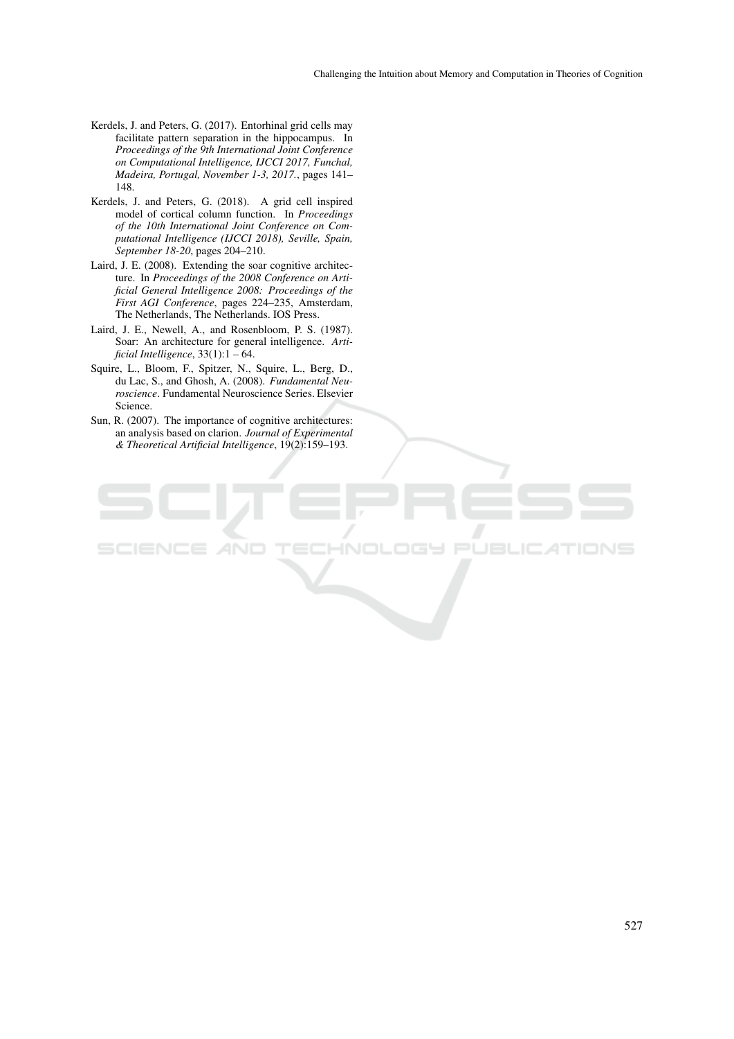Kerdels, J. and Peters, G. (2017). Entorhinal grid cells may facilitate pattern separation in the hippocampus. In *Proceedings of the 9th International Joint Conference on Computational Intelligence, IJCCI 2017, Funchal, Madeira, Portugal, November 1-3, 2017.*, pages 141–148.

Kerdels, J. and Peters, G. (2018). A grid cell inspired model of cortical column function. In *Proceedings of the 10th International Joint Conference on Computational Intelligence (IJCCI 2018), Seville, Spain, September 18-20*, pages 204–210.

Laird, J. E. (2008). Extending the soar cognitive architecture. In *Proceedings of the 2008 Conference on Artificial General Intelligence 2008: Proceedings of the First AGI Conference*, pages 224–235, Amsterdam, The Netherlands, The Netherlands. IOS Press.

Laird, J. E., Newell, A., and Rosenbloom, P. S. (1987). Soar: An architecture for general intelligence. *Artificial Intelligence*, 33(1):1 – 64.

Squire, L., Bloom, F., Spitzer, N., Squire, L., Berg, D., du Lac, S., and Ghosh, A. (2008). *Fundamental Neuroscience*. Fundamental Neuroscience Series. Elsevier Science.

Sun, R. (2007). The importance of cognitive architectures: an analysis based on clarion. *Journal of Experimental & Theoretical Artificial Intelligence*, 19(2):159–193.